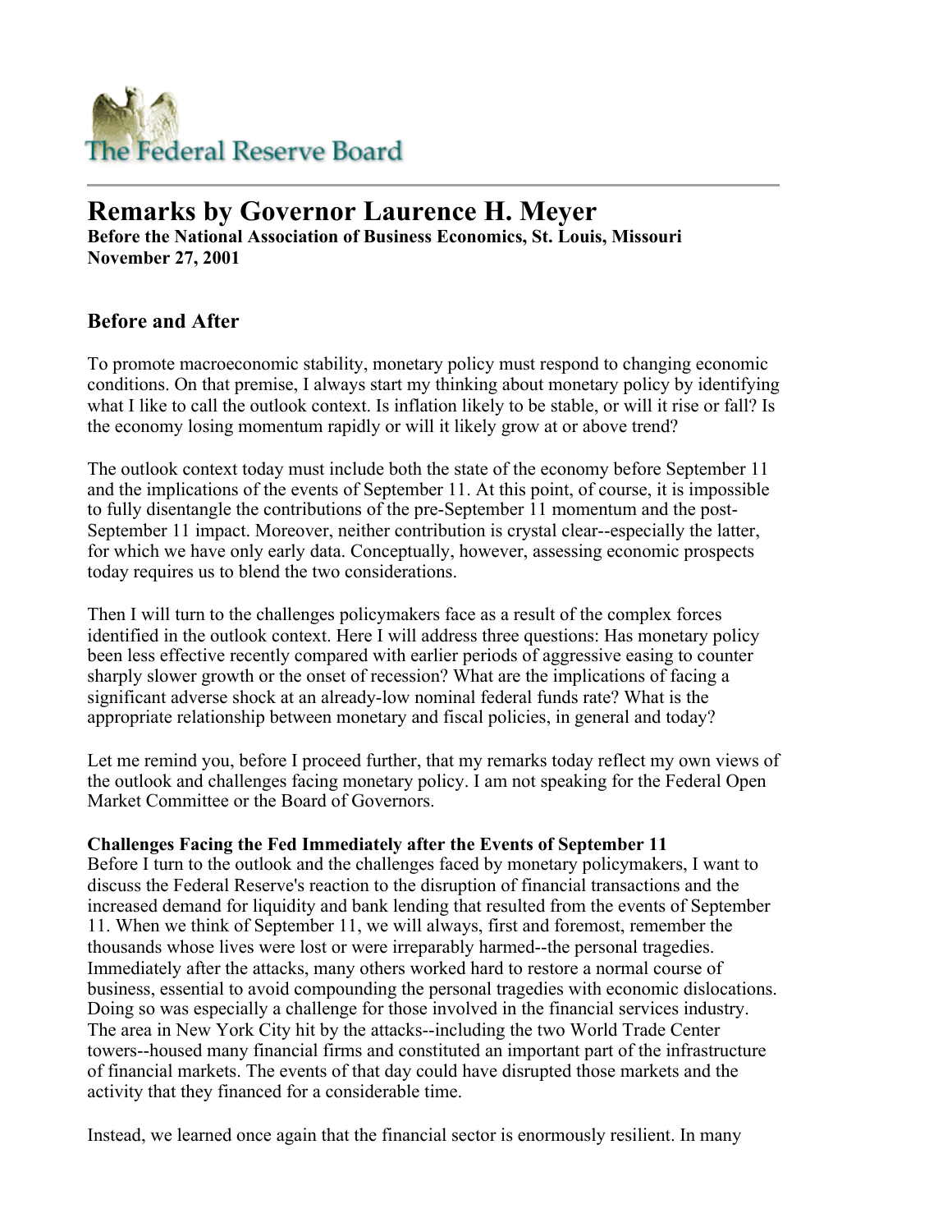The Federal Reserve Board

# Remarks by Governor Laurence H. Meyer

**Before the National Association of Business Economics, St. Louis, Missouri**
**November 27, 2001**

## Before and After

To promote macroeconomic stability, monetary policy must respond to changing economic conditions. On that premise, I always start my thinking about monetary policy by identifying what I like to call the outlook context. Is inflation likely to be stable, or will it rise or fall? Is the economy losing momentum rapidly or will it likely grow at or above trend?

The outlook context today must include both the state of the economy before September 11 and the implications of the events of September 11. At this point, of course, it is impossible to fully disentangle the contributions of the pre-September 11 momentum and the post-September 11 impact. Moreover, neither contribution is crystal clear--especially the latter, for which we have only early data. Conceptually, however, assessing economic prospects today requires us to blend the two considerations.

Then I will turn to the challenges policymakers face as a result of the complex forces identified in the outlook context. Here I will address three questions: Has monetary policy been less effective recently compared with earlier periods of aggressive easing to counter sharply slower growth or the onset of recession? What are the implications of facing a significant adverse shock at an already-low nominal federal funds rate? What is the appropriate relationship between monetary and fiscal policies, in general and today?

Let me remind you, before I proceed further, that my remarks today reflect my own views of the outlook and challenges facing monetary policy. I am not speaking for the Federal Open Market Committee or the Board of Governors.

**Challenges Facing the Fed Immediately after the Events of September 11**

Before I turn to the outlook and the challenges faced by monetary policymakers, I want to discuss the Federal Reserve's reaction to the disruption of financial transactions and the increased demand for liquidity and bank lending that resulted from the events of September 11. When we think of September 11, we will always, first and foremost, remember the thousands whose lives were lost or were irreparably harmed--the personal tragedies. Immediately after the attacks, many others worked hard to restore a normal course of business, essential to avoid compounding the personal tragedies with economic dislocations. Doing so was especially a challenge for those involved in the financial services industry. The area in New York City hit by the attacks--including the two World Trade Center towers--housed many financial firms and constituted an important part of the infrastructure of financial markets. The events of that day could have disrupted those markets and the activity that they financed for a considerable time.

Instead, we learned once again that the financial sector is enormously resilient. In many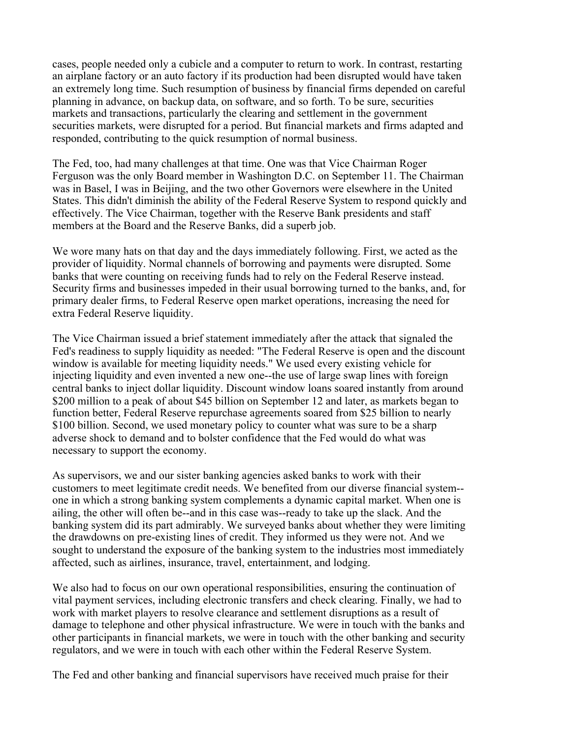cases, people needed only a cubicle and a computer to return to work. In contrast, restarting an airplane factory or an auto factory if its production had been disrupted would have taken an extremely long time. Such resumption of business by financial firms depended on careful planning in advance, on backup data, on software, and so forth. To be sure, securities markets and transactions, particularly the clearing and settlement in the government securities markets, were disrupted for a period. But financial markets and firms adapted and responded, contributing to the quick resumption of normal business.

The Fed, too, had many challenges at that time. One was that Vice Chairman Roger Ferguson was the only Board member in Washington D.C. on September 11. The Chairman was in Basel, I was in Beijing, and the two other Governors were elsewhere in the United States. This didn't diminish the ability of the Federal Reserve System to respond quickly and effectively. The Vice Chairman, together with the Reserve Bank presidents and staff members at the Board and the Reserve Banks, did a superb job.

We wore many hats on that day and the days immediately following. First, we acted as the provider of liquidity. Normal channels of borrowing and payments were disrupted. Some banks that were counting on receiving funds had to rely on the Federal Reserve instead. Security firms and businesses impeded in their usual borrowing turned to the banks, and, for primary dealer firms, to Federal Reserve open market operations, increasing the need for extra Federal Reserve liquidity.

The Vice Chairman issued a brief statement immediately after the attack that signaled the Fed's readiness to supply liquidity as needed: "The Federal Reserve is open and the discount window is available for meeting liquidity needs." We used every existing vehicle for injecting liquidity and even invented a new one--the use of large swap lines with foreign central banks to inject dollar liquidity. Discount window loans soared instantly from around $200 million to a peak of about $45 billion on September 12 and later, as markets began to function better, Federal Reserve repurchase agreements soared from $25 billion to nearly $100 billion. Second, we used monetary policy to counter what was sure to be a sharp adverse shock to demand and to bolster confidence that the Fed would do what was necessary to support the economy.

As supervisors, we and our sister banking agencies asked banks to work with their customers to meet legitimate credit needs. We benefited from our diverse financial system--one in which a strong banking system complements a dynamic capital market. When one is ailing, the other will often be--and in this case was--ready to take up the slack. And the banking system did its part admirably. We surveyed banks about whether they were limiting the drawdowns on pre-existing lines of credit. They informed us they were not. And we sought to understand the exposure of the banking system to the industries most immediately affected, such as airlines, insurance, travel, entertainment, and lodging.

We also had to focus on our own operational responsibilities, ensuring the continuation of vital payment services, including electronic transfers and check clearing. Finally, we had to work with market players to resolve clearance and settlement disruptions as a result of damage to telephone and other physical infrastructure. We were in touch with the banks and other participants in financial markets, we were in touch with the other banking and security regulators, and we were in touch with each other within the Federal Reserve System.

The Fed and other banking and financial supervisors have received much praise for their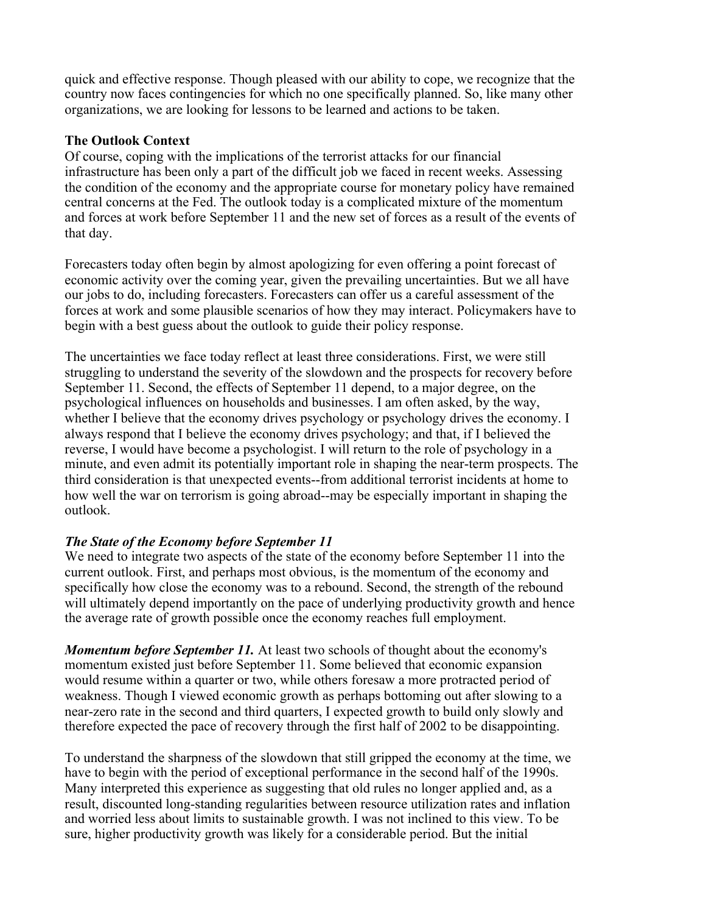quick and effective response. Though pleased with our ability to cope, we recognize that the country now faces contingencies for which no one specifically planned. So, like many other organizations, we are looking for lessons to be learned and actions to be taken.

**The Outlook Context**

Of course, coping with the implications of the terrorist attacks for our financial infrastructure has been only a part of the difficult job we faced in recent weeks. Assessing the condition of the economy and the appropriate course for monetary policy have remained central concerns at the Fed. The outlook today is a complicated mixture of the momentum and forces at work before September 11 and the new set of forces as a result of the events of that day.

Forecasters today often begin by almost apologizing for even offering a point forecast of economic activity over the coming year, given the prevailing uncertainties. But we all have our jobs to do, including forecasters. Forecasters can offer us a careful assessment of the forces at work and some plausible scenarios of how they may interact. Policymakers have to begin with a best guess about the outlook to guide their policy response.

The uncertainties we face today reflect at least three considerations. First, we were still struggling to understand the severity of the slowdown and the prospects for recovery before September 11. Second, the effects of September 11 depend, to a major degree, on the psychological influences on households and businesses. I am often asked, by the way, whether I believe that the economy drives psychology or psychology drives the economy. I always respond that I believe the economy drives psychology; and that, if I believed the reverse, I would have become a psychologist. I will return to the role of psychology in a minute, and even admit its potentially important role in shaping the near-term prospects. The third consideration is that unexpected events--from additional terrorist incidents at home to how well the war on terrorism is going abroad--may be especially important in shaping the outlook.

***The State of the Economy before September 11***

We need to integrate two aspects of the state of the economy before September 11 into the current outlook. First, and perhaps most obvious, is the momentum of the economy and specifically how close the economy was to a rebound. Second, the strength of the rebound will ultimately depend importantly on the pace of underlying productivity growth and hence the average rate of growth possible once the economy reaches full employment.

***Momentum before September 11.*** At least two schools of thought about the economy's momentum existed just before September 11. Some believed that economic expansion would resume within a quarter or two, while others foresaw a more protracted period of weakness. Though I viewed economic growth as perhaps bottoming out after slowing to a near-zero rate in the second and third quarters, I expected growth to build only slowly and therefore expected the pace of recovery through the first half of 2002 to be disappointing.

To understand the sharpness of the slowdown that still gripped the economy at the time, we have to begin with the period of exceptional performance in the second half of the 1990s. Many interpreted this experience as suggesting that old rules no longer applied and, as a result, discounted long-standing regularities between resource utilization rates and inflation and worried less about limits to sustainable growth. I was not inclined to this view. To be sure, higher productivity growth was likely for a considerable period. But the initial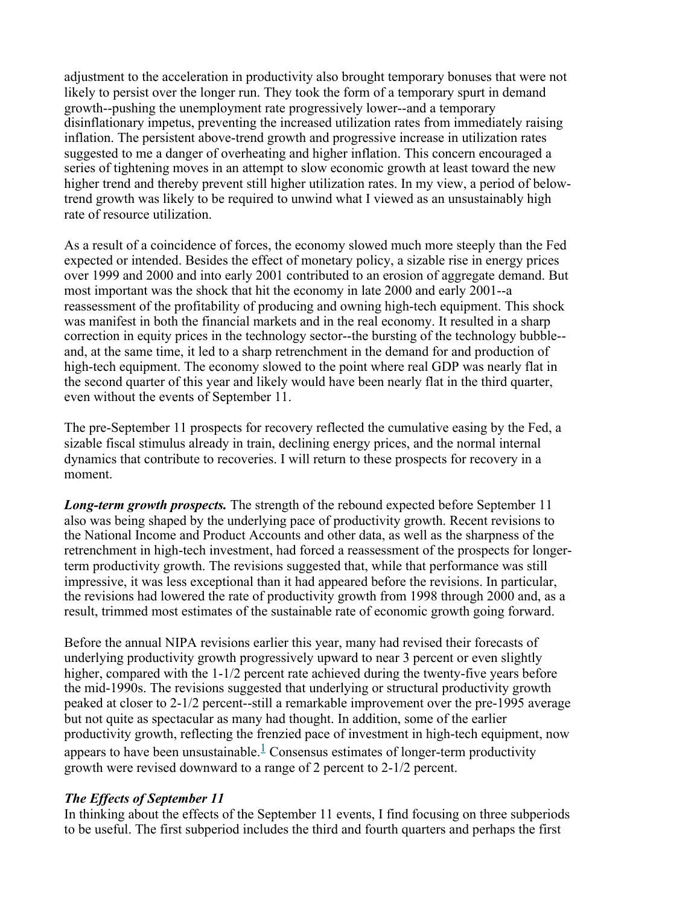adjustment to the acceleration in productivity also brought temporary bonuses that were not likely to persist over the longer run. They took the form of a temporary spurt in demand growth--pushing the unemployment rate progressively lower--and a temporary disinflationary impetus, preventing the increased utilization rates from immediately raising inflation. The persistent above-trend growth and progressive increase in utilization rates suggested to me a danger of overheating and higher inflation. This concern encouraged a series of tightening moves in an attempt to slow economic growth at least toward the new higher trend and thereby prevent still higher utilization rates. In my view, a period of below-trend growth was likely to be required to unwind what I viewed as an unsustainably high rate of resource utilization.

As a result of a coincidence of forces, the economy slowed much more steeply than the Fed expected or intended. Besides the effect of monetary policy, a sizable rise in energy prices over 1999 and 2000 and into early 2001 contributed to an erosion of aggregate demand. But most important was the shock that hit the economy in late 2000 and early 2001--a reassessment of the profitability of producing and owning high-tech equipment. This shock was manifest in both the financial markets and in the real economy. It resulted in a sharp correction in equity prices in the technology sector--the bursting of the technology bubble--and, at the same time, it led to a sharp retrenchment in the demand for and production of high-tech equipment. The economy slowed to the point where real GDP was nearly flat in the second quarter of this year and likely would have been nearly flat in the third quarter, even without the events of September 11.

The pre-September 11 prospects for recovery reflected the cumulative easing by the Fed, a sizable fiscal stimulus already in train, declining energy prices, and the normal internal dynamics that contribute to recoveries. I will return to these prospects for recovery in a moment.

***Long-term growth prospects.*** The strength of the rebound expected before September 11 also was being shaped by the underlying pace of productivity growth. Recent revisions to the National Income and Product Accounts and other data, as well as the sharpness of the retrenchment in high-tech investment, had forced a reassessment of the prospects for longer-term productivity growth. The revisions suggested that, while that performance was still impressive, it was less exceptional than it had appeared before the revisions. In particular, the revisions had lowered the rate of productivity growth from 1998 through 2000 and, as a result, trimmed most estimates of the sustainable rate of economic growth going forward.

Before the annual NIPA revisions earlier this year, many had revised their forecasts of underlying productivity growth progressively upward to near 3 percent or even slightly higher, compared with the 1-1/2 percent rate achieved during the twenty-five years before the mid-1990s. The revisions suggested that underlying or structural productivity growth peaked at closer to 2-1/2 percent--still a remarkable improvement over the pre-1995 average but not quite as spectacular as many had thought. In addition, some of the earlier productivity growth, reflecting the frenzied pace of investment in high-tech equipment, now appears to have been unsustainable.[1] Consensus estimates of longer-term productivity growth were revised downward to a range of 2 percent to 2-1/2 percent.

### *The Effects of September 11*

In thinking about the effects of the September 11 events, I find focusing on three subperiods to be useful. The first subperiod includes the third and fourth quarters and perhaps the first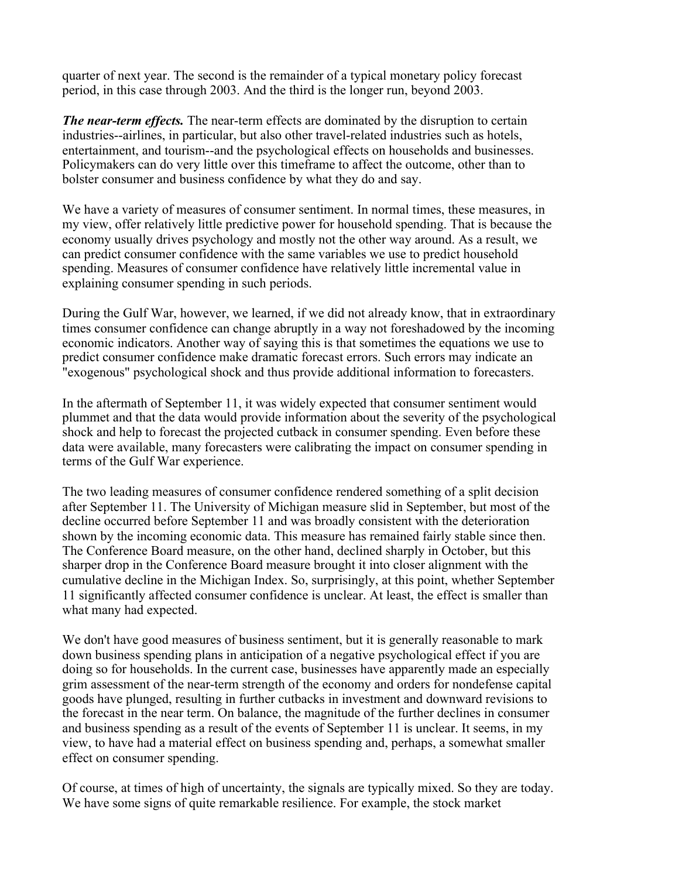quarter of next year. The second is the remainder of a typical monetary policy forecast period, in this case through 2003. And the third is the longer run, beyond 2003.

***The near-term effects.*** The near-term effects are dominated by the disruption to certain industries--airlines, in particular, but also other travel-related industries such as hotels, entertainment, and tourism--and the psychological effects on households and businesses. Policymakers can do very little over this timeframe to affect the outcome, other than to bolster consumer and business confidence by what they do and say.

We have a variety of measures of consumer sentiment. In normal times, these measures, in my view, offer relatively little predictive power for household spending. That is because the economy usually drives psychology and mostly not the other way around. As a result, we can predict consumer confidence with the same variables we use to predict household spending. Measures of consumer confidence have relatively little incremental value in explaining consumer spending in such periods.

During the Gulf War, however, we learned, if we did not already know, that in extraordinary times consumer confidence can change abruptly in a way not foreshadowed by the incoming economic indicators. Another way of saying this is that sometimes the equations we use to predict consumer confidence make dramatic forecast errors. Such errors may indicate an "exogenous" psychological shock and thus provide additional information to forecasters.

In the aftermath of September 11, it was widely expected that consumer sentiment would plummet and that the data would provide information about the severity of the psychological shock and help to forecast the projected cutback in consumer spending. Even before these data were available, many forecasters were calibrating the impact on consumer spending in terms of the Gulf War experience.

The two leading measures of consumer confidence rendered something of a split decision after September 11. The University of Michigan measure slid in September, but most of the decline occurred before September 11 and was broadly consistent with the deterioration shown by the incoming economic data. This measure has remained fairly stable since then. The Conference Board measure, on the other hand, declined sharply in October, but this sharper drop in the Conference Board measure brought it into closer alignment with the cumulative decline in the Michigan Index. So, surprisingly, at this point, whether September 11 significantly affected consumer confidence is unclear. At least, the effect is smaller than what many had expected.

We don't have good measures of business sentiment, but it is generally reasonable to mark down business spending plans in anticipation of a negative psychological effect if you are doing so for households. In the current case, businesses have apparently made an especially grim assessment of the near-term strength of the economy and orders for nondefense capital goods have plunged, resulting in further cutbacks in investment and downward revisions to the forecast in the near term. On balance, the magnitude of the further declines in consumer and business spending as a result of the events of September 11 is unclear. It seems, in my view, to have had a material effect on business spending and, perhaps, a somewhat smaller effect on consumer spending.

Of course, at times of high of uncertainty, the signals are typically mixed. So they are today. We have some signs of quite remarkable resilience. For example, the stock market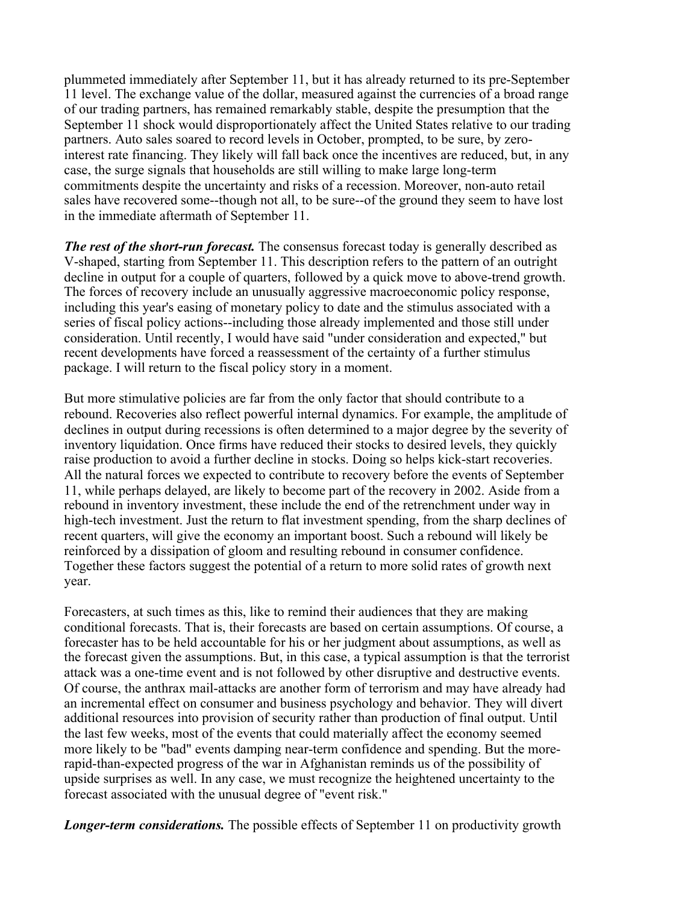plummeted immediately after September 11, but it has already returned to its pre-September 11 level. The exchange value of the dollar, measured against the currencies of a broad range of our trading partners, has remained remarkably stable, despite the presumption that the September 11 shock would disproportionately affect the United States relative to our trading partners. Auto sales soared to record levels in October, prompted, to be sure, by zero-interest rate financing. They likely will fall back once the incentives are reduced, but, in any case, the surge signals that households are still willing to make large long-term commitments despite the uncertainty and risks of a recession. Moreover, non-auto retail sales have recovered some--though not all, to be sure--of the ground they seem to have lost in the immediate aftermath of September 11.

***The rest of the short-run forecast.*** The consensus forecast today is generally described as V-shaped, starting from September 11. This description refers to the pattern of an outright decline in output for a couple of quarters, followed by a quick move to above-trend growth. The forces of recovery include an unusually aggressive macroeconomic policy response, including this year's easing of monetary policy to date and the stimulus associated with a series of fiscal policy actions--including those already implemented and those still under consideration. Until recently, I would have said "under consideration and expected," but recent developments have forced a reassessment of the certainty of a further stimulus package. I will return to the fiscal policy story in a moment.

But more stimulative policies are far from the only factor that should contribute to a rebound. Recoveries also reflect powerful internal dynamics. For example, the amplitude of declines in output during recessions is often determined to a major degree by the severity of inventory liquidation. Once firms have reduced their stocks to desired levels, they quickly raise production to avoid a further decline in stocks. Doing so helps kick-start recoveries. All the natural forces we expected to contribute to recovery before the events of September 11, while perhaps delayed, are likely to become part of the recovery in 2002. Aside from a rebound in inventory investment, these include the end of the retrenchment under way in high-tech investment. Just the return to flat investment spending, from the sharp declines of recent quarters, will give the economy an important boost. Such a rebound will likely be reinforced by a dissipation of gloom and resulting rebound in consumer confidence. Together these factors suggest the potential of a return to more solid rates of growth next year.

Forecasters, at such times as this, like to remind their audiences that they are making conditional forecasts. That is, their forecasts are based on certain assumptions. Of course, a forecaster has to be held accountable for his or her judgment about assumptions, as well as the forecast given the assumptions. But, in this case, a typical assumption is that the terrorist attack was a one-time event and is not followed by other disruptive and destructive events. Of course, the anthrax mail-attacks are another form of terrorism and may have already had an incremental effect on consumer and business psychology and behavior. They will divert additional resources into provision of security rather than production of final output. Until the last few weeks, most of the events that could materially affect the economy seemed more likely to be "bad" events damping near-term confidence and spending. But the more-rapid-than-expected progress of the war in Afghanistan reminds us of the possibility of upside surprises as well. In any case, we must recognize the heightened uncertainty to the forecast associated with the unusual degree of "event risk."

***Longer-term considerations.*** The possible effects of September 11 on productivity growth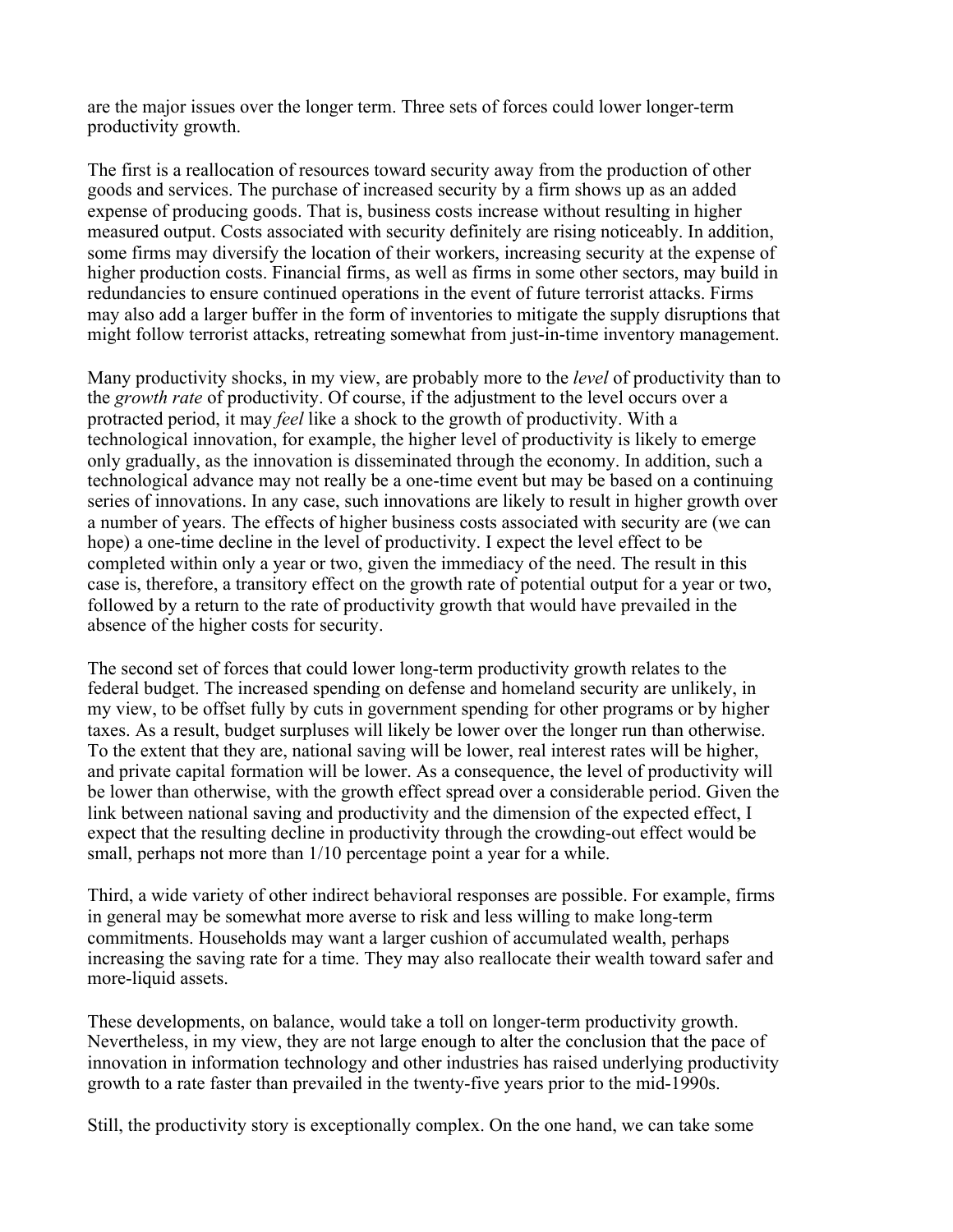are the major issues over the longer term. Three sets of forces could lower longer-term productivity growth.

The first is a reallocation of resources toward security away from the production of other goods and services. The purchase of increased security by a firm shows up as an added expense of producing goods. That is, business costs increase without resulting in higher measured output. Costs associated with security definitely are rising noticeably. In addition, some firms may diversify the location of their workers, increasing security at the expense of higher production costs. Financial firms, as well as firms in some other sectors, may build in redundancies to ensure continued operations in the event of future terrorist attacks. Firms may also add a larger buffer in the form of inventories to mitigate the supply disruptions that might follow terrorist attacks, retreating somewhat from just-in-time inventory management.

Many productivity shocks, in my view, are probably more to the *level* of productivity than to the *growth rate* of productivity. Of course, if the adjustment to the level occurs over a protracted period, it may *feel* like a shock to the growth of productivity. With a technological innovation, for example, the higher level of productivity is likely to emerge only gradually, as the innovation is disseminated through the economy. In addition, such a technological advance may not really be a one-time event but may be based on a continuing series of innovations. In any case, such innovations are likely to result in higher growth over a number of years. The effects of higher business costs associated with security are (we can hope) a one-time decline in the level of productivity. I expect the level effect to be completed within only a year or two, given the immediacy of the need. The result in this case is, therefore, a transitory effect on the growth rate of potential output for a year or two, followed by a return to the rate of productivity growth that would have prevailed in the absence of the higher costs for security.

The second set of forces that could lower long-term productivity growth relates to the federal budget. The increased spending on defense and homeland security are unlikely, in my view, to be offset fully by cuts in government spending for other programs or by higher taxes. As a result, budget surpluses will likely be lower over the longer run than otherwise. To the extent that they are, national saving will be lower, real interest rates will be higher, and private capital formation will be lower. As a consequence, the level of productivity will be lower than otherwise, with the growth effect spread over a considerable period. Given the link between national saving and productivity and the dimension of the expected effect, I expect that the resulting decline in productivity through the crowding-out effect would be small, perhaps not more than 1/10 percentage point a year for a while.

Third, a wide variety of other indirect behavioral responses are possible. For example, firms in general may be somewhat more averse to risk and less willing to make long-term commitments. Households may want a larger cushion of accumulated wealth, perhaps increasing the saving rate for a time. They may also reallocate their wealth toward safer and more-liquid assets.

These developments, on balance, would take a toll on longer-term productivity growth. Nevertheless, in my view, they are not large enough to alter the conclusion that the pace of innovation in information technology and other industries has raised underlying productivity growth to a rate faster than prevailed in the twenty-five years prior to the mid-1990s.

Still, the productivity story is exceptionally complex. On the one hand, we can take some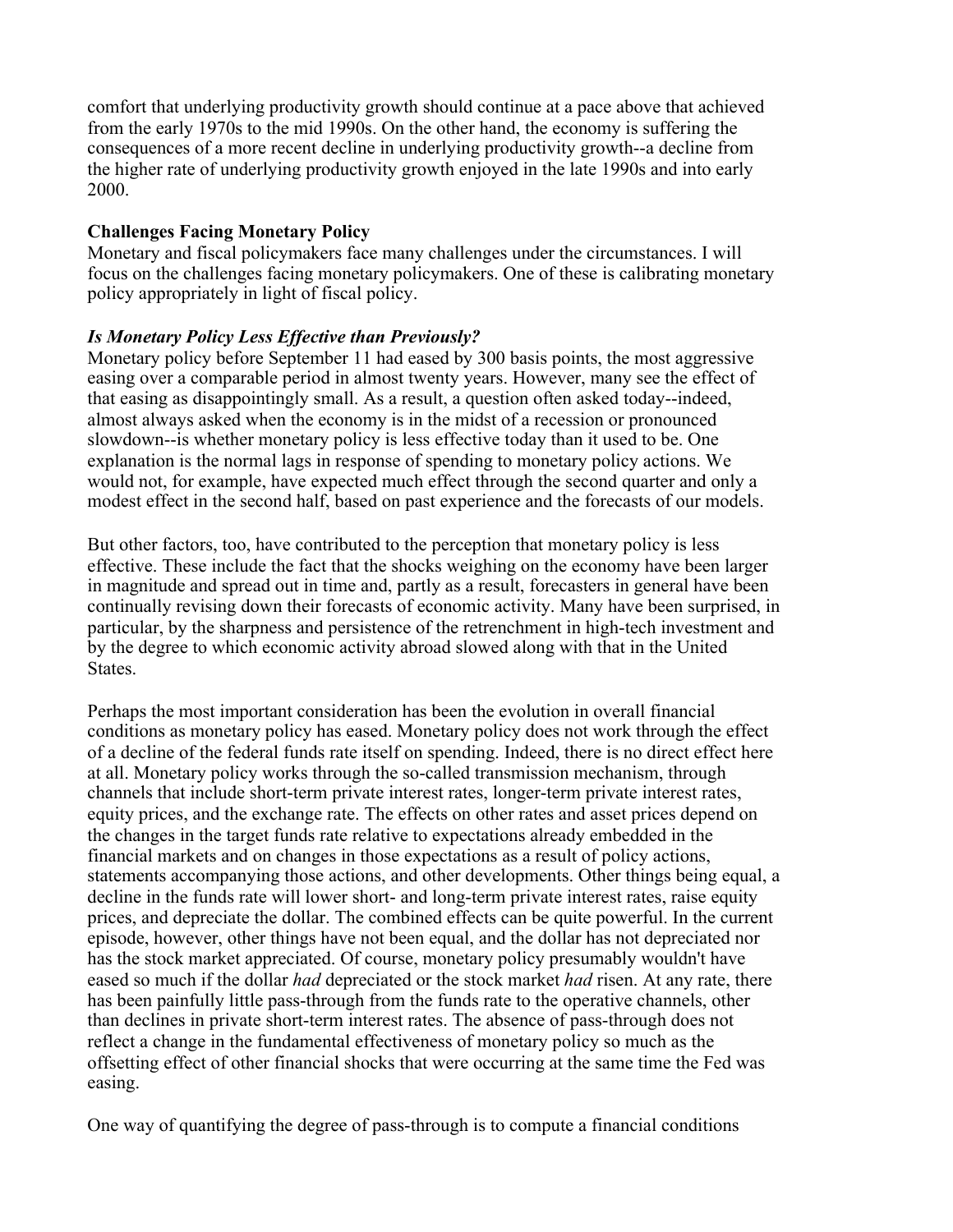comfort that underlying productivity growth should continue at a pace above that achieved from the early 1970s to the mid 1990s. On the other hand, the economy is suffering the consequences of a more recent decline in underlying productivity growth--a decline from the higher rate of underlying productivity growth enjoyed in the late 1990s and into early 2000.

**Challenges Facing Monetary Policy**

Monetary and fiscal policymakers face many challenges under the circumstances. I will focus on the challenges facing monetary policymakers. One of these is calibrating monetary policy appropriately in light of fiscal policy.

***Is Monetary Policy Less Effective than Previously?***

Monetary policy before September 11 had eased by 300 basis points, the most aggressive easing over a comparable period in almost twenty years. However, many see the effect of that easing as disappointingly small. As a result, a question often asked today--indeed, almost always asked when the economy is in the midst of a recession or pronounced slowdown--is whether monetary policy is less effective today than it used to be. One explanation is the normal lags in response of spending to monetary policy actions. We would not, for example, have expected much effect through the second quarter and only a modest effect in the second half, based on past experience and the forecasts of our models.

But other factors, too, have contributed to the perception that monetary policy is less effective. These include the fact that the shocks weighing on the economy have been larger in magnitude and spread out in time and, partly as a result, forecasters in general have been continually revising down their forecasts of economic activity. Many have been surprised, in particular, by the sharpness and persistence of the retrenchment in high-tech investment and by the degree to which economic activity abroad slowed along with that in the United States.

Perhaps the most important consideration has been the evolution in overall financial conditions as monetary policy has eased. Monetary policy does not work through the effect of a decline of the federal funds rate itself on spending. Indeed, there is no direct effect here at all. Monetary policy works through the so-called transmission mechanism, through channels that include short-term private interest rates, longer-term private interest rates, equity prices, and the exchange rate. The effects on other rates and asset prices depend on the changes in the target funds rate relative to expectations already embedded in the financial markets and on changes in those expectations as a result of policy actions, statements accompanying those actions, and other developments. Other things being equal, a decline in the funds rate will lower short- and long-term private interest rates, raise equity prices, and depreciate the dollar. The combined effects can be quite powerful. In the current episode, however, other things have not been equal, and the dollar has not depreciated nor has the stock market appreciated. Of course, monetary policy presumably wouldn't have eased so much if the dollar *had* depreciated or the stock market *had* risen. At any rate, there has been painfully little pass-through from the funds rate to the operative channels, other than declines in private short-term interest rates. The absence of pass-through does not reflect a change in the fundamental effectiveness of monetary policy so much as the offsetting effect of other financial shocks that were occurring at the same time the Fed was easing.

One way of quantifying the degree of pass-through is to compute a financial conditions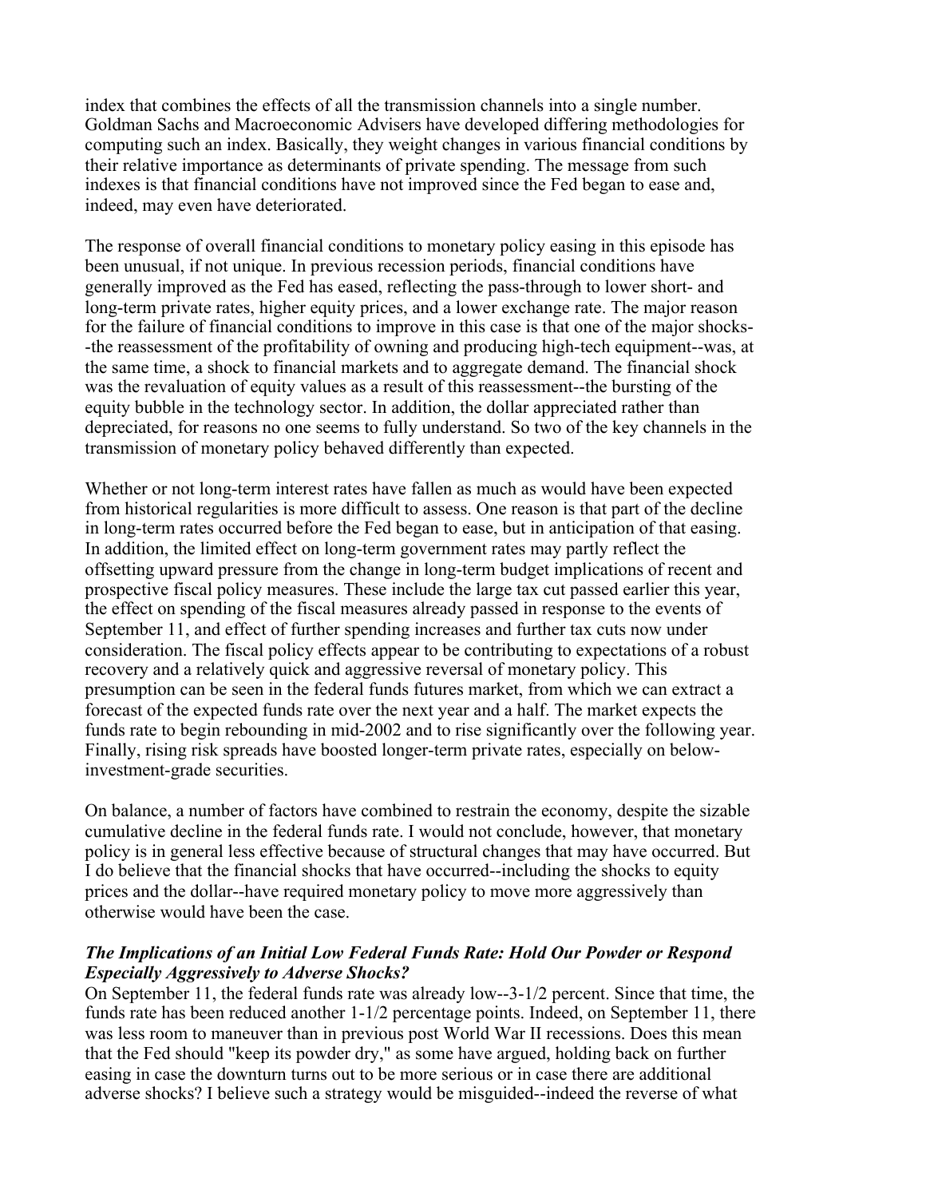index that combines the effects of all the transmission channels into a single number. Goldman Sachs and Macroeconomic Advisers have developed differing methodologies for computing such an index. Basically, they weight changes in various financial conditions by their relative importance as determinants of private spending. The message from such indexes is that financial conditions have not improved since the Fed began to ease and, indeed, may even have deteriorated.

The response of overall financial conditions to monetary policy easing in this episode has been unusual, if not unique. In previous recession periods, financial conditions have generally improved as the Fed has eased, reflecting the pass-through to lower short- and long-term private rates, higher equity prices, and a lower exchange rate. The major reason for the failure of financial conditions to improve in this case is that one of the major shocks--the reassessment of the profitability of owning and producing high-tech equipment--was, at the same time, a shock to financial markets and to aggregate demand. The financial shock was the revaluation of equity values as a result of this reassessment--the bursting of the equity bubble in the technology sector. In addition, the dollar appreciated rather than depreciated, for reasons no one seems to fully understand. So two of the key channels in the transmission of monetary policy behaved differently than expected.

Whether or not long-term interest rates have fallen as much as would have been expected from historical regularities is more difficult to assess. One reason is that part of the decline in long-term rates occurred before the Fed began to ease, but in anticipation of that easing. In addition, the limited effect on long-term government rates may partly reflect the offsetting upward pressure from the change in long-term budget implications of recent and prospective fiscal policy measures. These include the large tax cut passed earlier this year, the effect on spending of the fiscal measures already passed in response to the events of September 11, and effect of further spending increases and further tax cuts now under consideration. The fiscal policy effects appear to be contributing to expectations of a robust recovery and a relatively quick and aggressive reversal of monetary policy. This presumption can be seen in the federal funds futures market, from which we can extract a forecast of the expected funds rate over the next year and a half. The market expects the funds rate to begin rebounding in mid-2002 and to rise significantly over the following year. Finally, rising risk spreads have boosted longer-term private rates, especially on below-investment-grade securities.

On balance, a number of factors have combined to restrain the economy, despite the sizable cumulative decline in the federal funds rate. I would not conclude, however, that monetary policy is in general less effective because of structural changes that may have occurred. But I do believe that the financial shocks that have occurred--including the shocks to equity prices and the dollar--have required monetary policy to move more aggressively than otherwise would have been the case.

### *The Implications of an Initial Low Federal Funds Rate: Hold Our Powder or Respond Especially Aggressively to Adverse Shocks?*

On September 11, the federal funds rate was already low--3-1/2 percent. Since that time, the funds rate has been reduced another 1-1/2 percentage points. Indeed, on September 11, there was less room to maneuver than in previous post World War II recessions. Does this mean that the Fed should "keep its powder dry," as some have argued, holding back on further easing in case the downturn turns out to be more serious or in case there are additional adverse shocks? I believe such a strategy would be misguided--indeed the reverse of what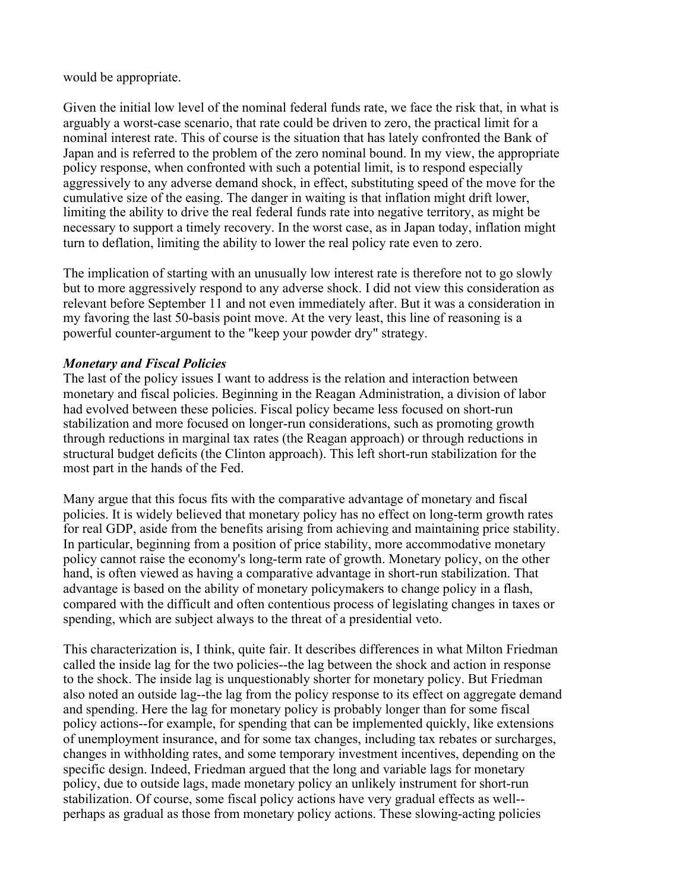would be appropriate.

Given the initial low level of the nominal federal funds rate, we face the risk that, in what is arguably a worst-case scenario, that rate could be driven to zero, the practical limit for a nominal interest rate. This of course is the situation that has lately confronted the Bank of Japan and is referred to the problem of the zero nominal bound. In my view, the appropriate policy response, when confronted with such a potential limit, is to respond especially aggressively to any adverse demand shock, in effect, substituting speed of the move for the cumulative size of the easing. The danger in waiting is that inflation might drift lower, limiting the ability to drive the real federal funds rate into negative territory, as might be necessary to support a timely recovery. In the worst case, as in Japan today, inflation might turn to deflation, limiting the ability to lower the real policy rate even to zero.

The implication of starting with an unusually low interest rate is therefore not to go slowly but to more aggressively respond to any adverse shock. I did not view this consideration as relevant before September 11 and not even immediately after. But it was a consideration in my favoring the last 50-basis point move. At the very least, this line of reasoning is a powerful counter-argument to the "keep your powder dry" strategy.

***Monetary and Fiscal Policies***

The last of the policy issues I want to address is the relation and interaction between monetary and fiscal policies. Beginning in the Reagan Administration, a division of labor had evolved between these policies. Fiscal policy became less focused on short-run stabilization and more focused on longer-run considerations, such as promoting growth through reductions in marginal tax rates (the Reagan approach) or through reductions in structural budget deficits (the Clinton approach). This left short-run stabilization for the most part in the hands of the Fed.

Many argue that this focus fits with the comparative advantage of monetary and fiscal policies. It is widely believed that monetary policy has no effect on long-term growth rates for real GDP, aside from the benefits arising from achieving and maintaining price stability. In particular, beginning from a position of price stability, more accommodative monetary policy cannot raise the economy's long-term rate of growth. Monetary policy, on the other hand, is often viewed as having a comparative advantage in short-run stabilization. That advantage is based on the ability of monetary policymakers to change policy in a flash, compared with the difficult and often contentious process of legislating changes in taxes or spending, which are subject always to the threat of a presidential veto.

This characterization is, I think, quite fair. It describes differences in what Milton Friedman called the inside lag for the two policies--the lag between the shock and action in response to the shock. The inside lag is unquestionably shorter for monetary policy. But Friedman also noted an outside lag--the lag from the policy response to its effect on aggregate demand and spending. Here the lag for monetary policy is probably longer than for some fiscal policy actions--for example, for spending that can be implemented quickly, like extensions of unemployment insurance, and for some tax changes, including tax rebates or surcharges, changes in withholding rates, and some temporary investment incentives, depending on the specific design. Indeed, Friedman argued that the long and variable lags for monetary policy, due to outside lags, made monetary policy an unlikely instrument for short-run stabilization. Of course, some fiscal policy actions have very gradual effects as well--perhaps as gradual as those from monetary policy actions. These slowing-acting policies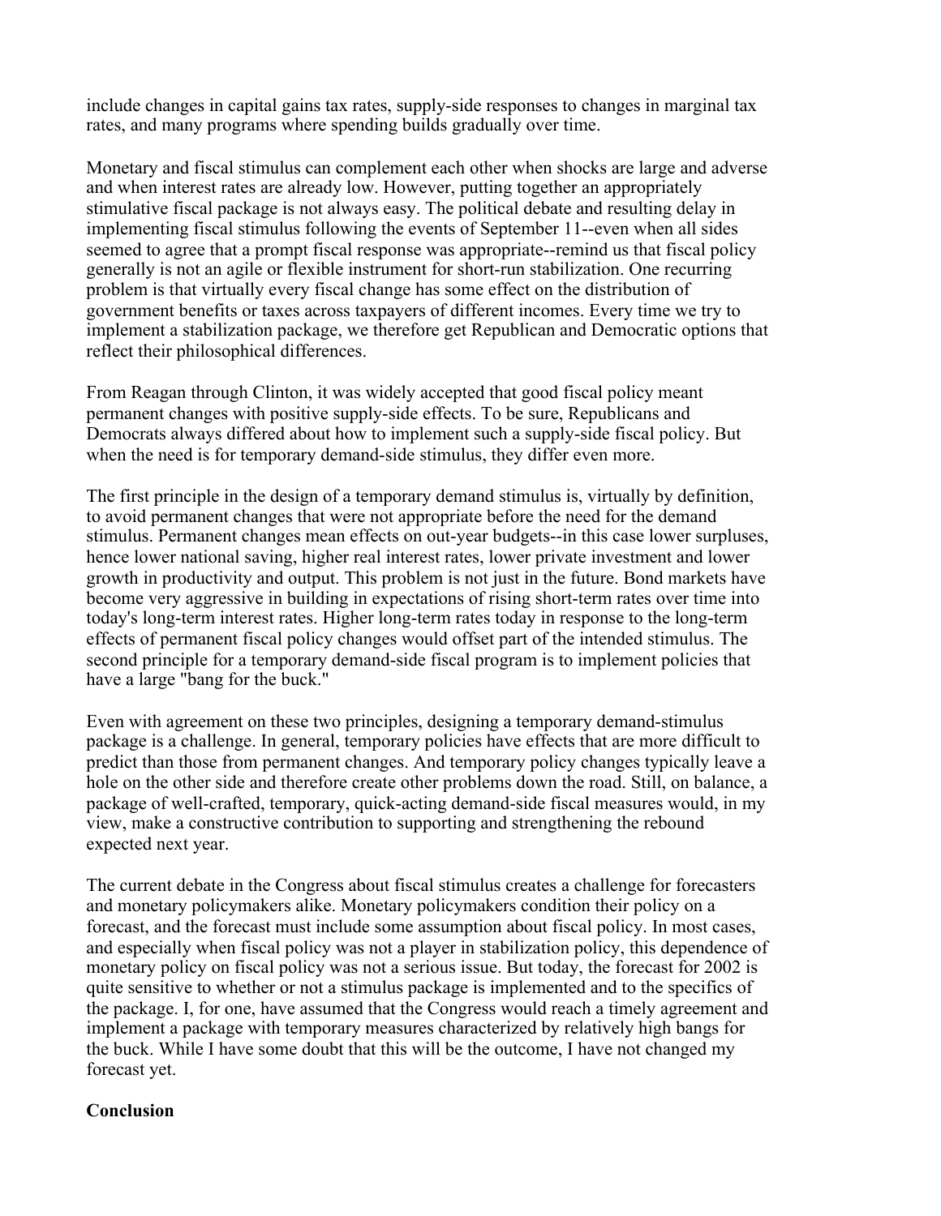include changes in capital gains tax rates, supply-side responses to changes in marginal tax rates, and many programs where spending builds gradually over time.

Monetary and fiscal stimulus can complement each other when shocks are large and adverse and when interest rates are already low. However, putting together an appropriately stimulative fiscal package is not always easy. The political debate and resulting delay in implementing fiscal stimulus following the events of September 11--even when all sides seemed to agree that a prompt fiscal response was appropriate--remind us that fiscal policy generally is not an agile or flexible instrument for short-run stabilization. One recurring problem is that virtually every fiscal change has some effect on the distribution of government benefits or taxes across taxpayers of different incomes. Every time we try to implement a stabilization package, we therefore get Republican and Democratic options that reflect their philosophical differences.

From Reagan through Clinton, it was widely accepted that good fiscal policy meant permanent changes with positive supply-side effects. To be sure, Republicans and Democrats always differed about how to implement such a supply-side fiscal policy. But when the need is for temporary demand-side stimulus, they differ even more.

The first principle in the design of a temporary demand stimulus is, virtually by definition, to avoid permanent changes that were not appropriate before the need for the demand stimulus. Permanent changes mean effects on out-year budgets--in this case lower surpluses, hence lower national saving, higher real interest rates, lower private investment and lower growth in productivity and output. This problem is not just in the future. Bond markets have become very aggressive in building in expectations of rising short-term rates over time into today's long-term interest rates. Higher long-term rates today in response to the long-term effects of permanent fiscal policy changes would offset part of the intended stimulus. The second principle for a temporary demand-side fiscal program is to implement policies that have a large "bang for the buck."

Even with agreement on these two principles, designing a temporary demand-stimulus package is a challenge. In general, temporary policies have effects that are more difficult to predict than those from permanent changes. And temporary policy changes typically leave a hole on the other side and therefore create other problems down the road. Still, on balance, a package of well-crafted, temporary, quick-acting demand-side fiscal measures would, in my view, make a constructive contribution to supporting and strengthening the rebound expected next year.

The current debate in the Congress about fiscal stimulus creates a challenge for forecasters and monetary policymakers alike. Monetary policymakers condition their policy on a forecast, and the forecast must include some assumption about fiscal policy. In most cases, and especially when fiscal policy was not a player in stabilization policy, this dependence of monetary policy on fiscal policy was not a serious issue. But today, the forecast for 2002 is quite sensitive to whether or not a stimulus package is implemented and to the specifics of the package. I, for one, have assumed that the Congress would reach a timely agreement and implement a package with temporary measures characterized by relatively high bangs for the buck. While I have some doubt that this will be the outcome, I have not changed my forecast yet.

**Conclusion**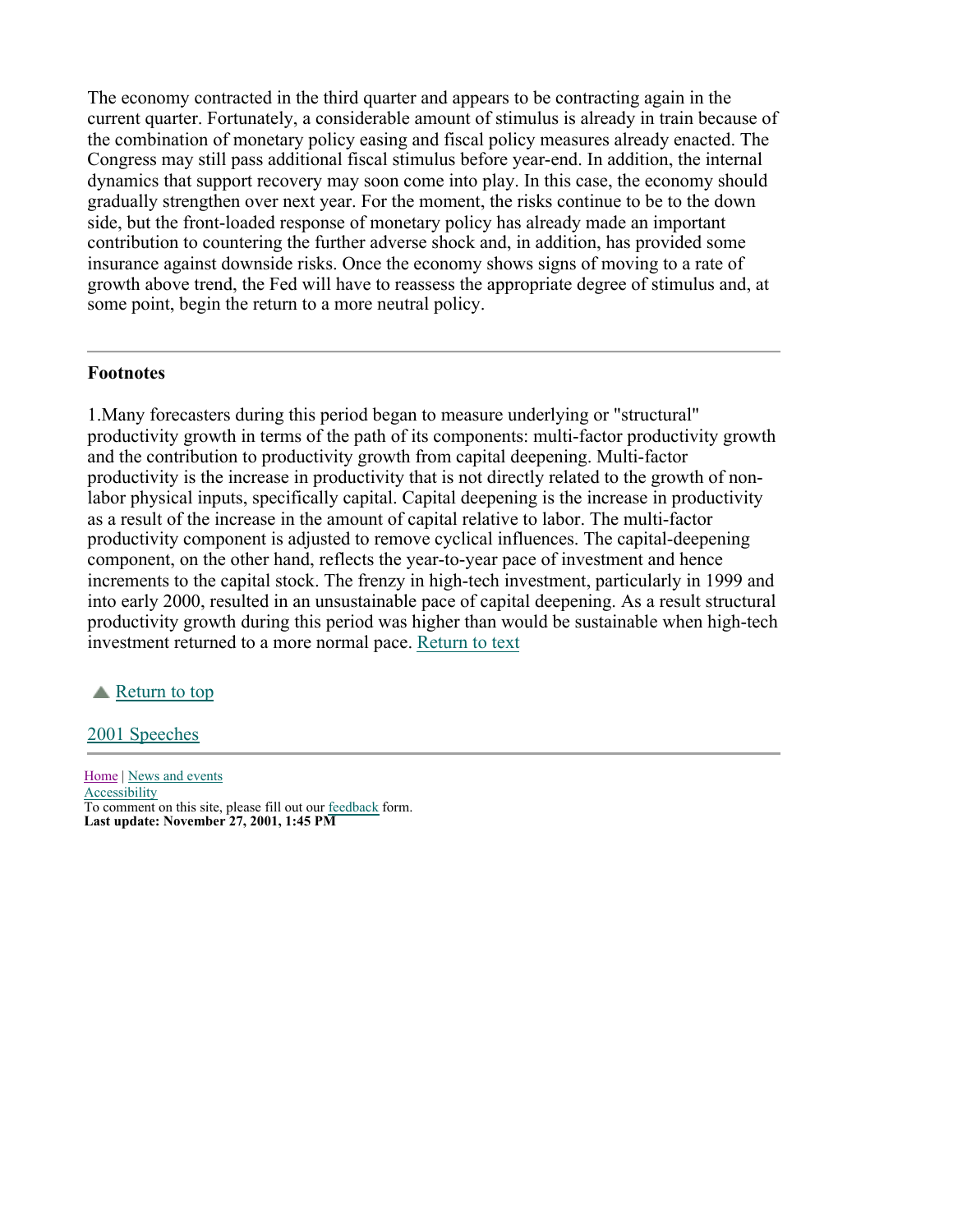The economy contracted in the third quarter and appears to be contracting again in the current quarter. Fortunately, a considerable amount of stimulus is already in train because of the combination of monetary policy easing and fiscal policy measures already enacted. The Congress may still pass additional fiscal stimulus before year-end. In addition, the internal dynamics that support recovery may soon come into play. In this case, the economy should gradually strengthen over next year. For the moment, the risks continue to be to the down side, but the front-loaded response of monetary policy has already made an important contribution to countering the further adverse shock and, in addition, has provided some insurance against downside risks. Once the economy shows signs of moving to a rate of growth above trend, the Fed will have to reassess the appropriate degree of stimulus and, at some point, begin the return to a more neutral policy.

---

**Footnotes**

1.Many forecasters during this period began to measure underlying or "structural" productivity growth in terms of the path of its components: multi-factor productivity growth and the contribution to productivity growth from capital deepening. Multi-factor productivity is the increase in productivity that is not directly related to the growth of non-labor physical inputs, specifically capital. Capital deepening is the increase in productivity as a result of the increase in the amount of capital relative to labor. The multi-factor productivity component is adjusted to remove cyclical influences. The capital-deepening component, on the other hand, reflects the year-to-year pace of investment and hence increments to the capital stock. The frenzy in high-tech investment, particularly in 1999 and into early 2000, resulted in an unsustainable pace of capital deepening. As a result structural productivity growth during this period was higher than would be sustainable when high-tech investment returned to a more normal pace. Return to text

Return to top

2001 Speeches

---

Home | News and events
Accessibility
To comment on this site, please fill out our feedback form.
**Last update: November 27, 2001, 1:45 PM**